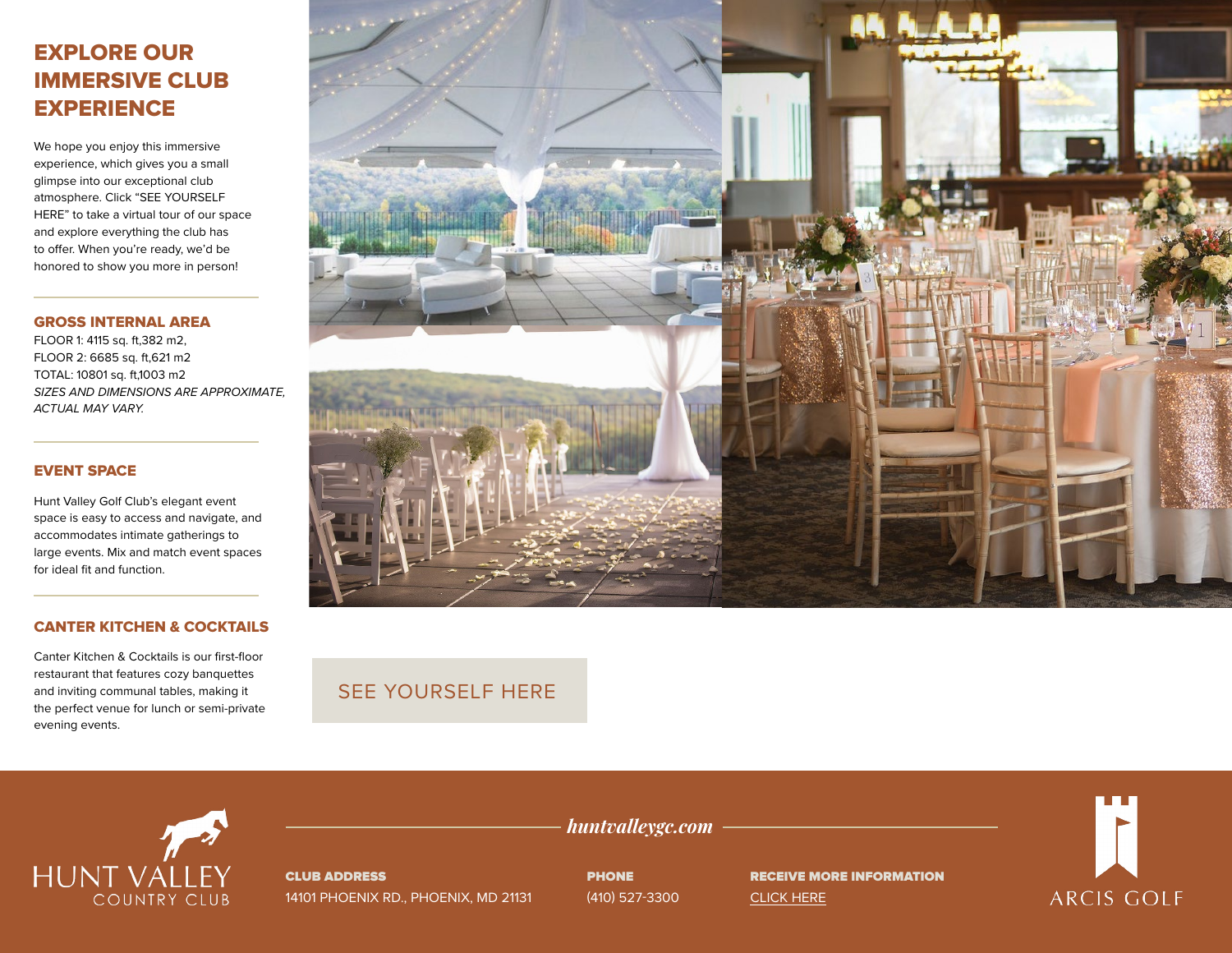# EXPLORE OUR IMMERSIVE CLUB EXPERIENCE

We hope you enjoy this immersive experience, which gives you a small glimpse into our exceptional club atmosphere. Click "SEE YOURSELF HERE" to take a virtual tour of our space and explore everything the club has to offer. When you're ready, we'd be honored to show you more in person!

## GROSS INTERNAL AREA

FLOOR 1: 4115 sq. ft,382 m2,
FLOOR 2: 6685 sq. ft,621 m2
TOTAL: 10801 sq. ft,1003 m2
*SIZES AND DIMENSIONS ARE APPROXIMATE, ACTUAL MAY VARY.*

## EVENT SPACE

Hunt Valley Golf Club's elegant event space is easy to access and navigate, and accommodates intimate gatherings to large events. Mix and match event spaces for ideal fit and function.

## CANTER KITCHEN & COCKTAILS

Canter Kitchen & Cocktails is our first-floor restaurant that features cozy banquettes and inviting communal tables, making it the perfect venue for lunch or semi-private evening events.

SEE YOURSELF HERE

HUNT VALLEY COUNTRY CLUB

*huntvalleygc.com*

**CLUB ADDRESS**
14101 PHOENIX RD., PHOENIX, MD 21131

**PHONE**
(410) 527-3300

**RECEIVE MORE INFORMATION**
CLICK HERE

ARCIS GOLF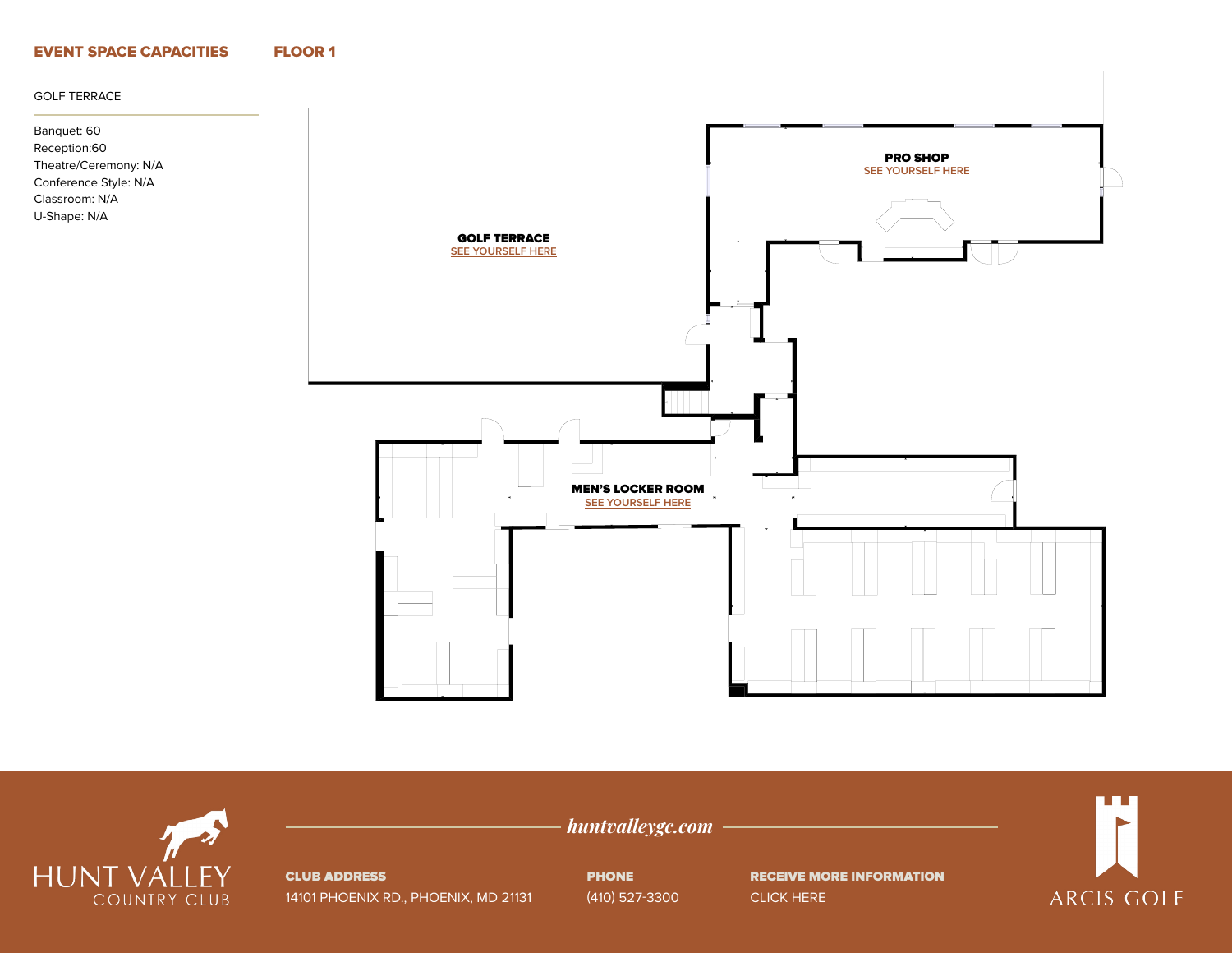## EVENT SPACE CAPACITIES

## FLOOR 1

GOLF TERRACE

Banquet: 60
Reception:60
Theatre/Ceremony: N/A
Conference Style: N/A
Classroom: N/A
U-Shape: N/A

**GOLF TERRACE**
SEE YOURSELF HERE

**PRO SHOP**
SEE YOURSELF HERE

**MEN'S LOCKER ROOM**
SEE YOURSELF HERE

HUNT VALLEY COUNTRY CLUB

*huntvalleygc.com*

**CLUB ADDRESS**
14101 PHOENIX RD., PHOENIX, MD 21131

**PHONE**
(410) 527-3300

**RECEIVE MORE INFORMATION**
CLICK HERE

ARCIS GOLF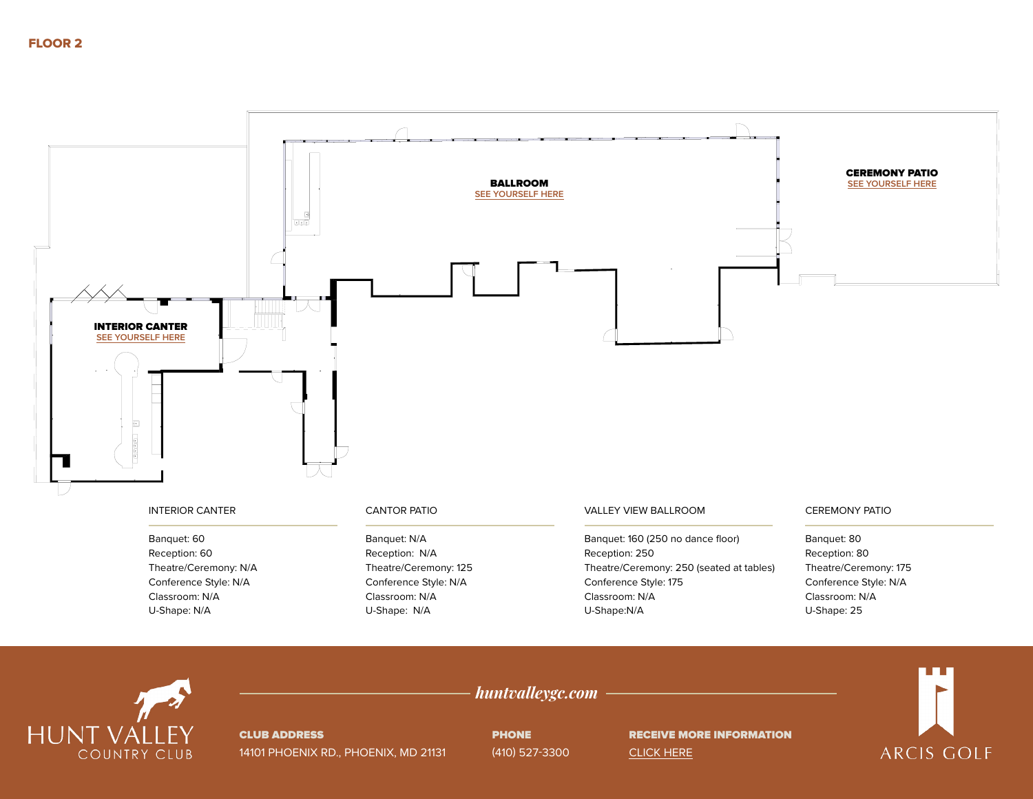## FLOOR 2

BALLROOM
SEE YOURSELF HERE

CEREMONY PATIO
SEE YOURSELF HERE

INTERIOR CANTER
SEE YOURSELF HERE

**INTERIOR CANTER**

Banquet: 60
Reception: 60
Theatre/Ceremony: N/A
Conference Style: N/A
Classroom: N/A
U-Shape: N/A

**CANTOR PATIO**

Banquet: N/A
Reception: N/A
Theatre/Ceremony: 125
Conference Style: N/A
Classroom: N/A
U-Shape: N/A

**VALLEY VIEW BALLROOM**

Banquet: 160 (250 no dance floor)
Reception: 250
Theatre/Ceremony: 250 (seated at tables)
Conference Style: 175
Classroom: N/A
U-Shape:N/A

**CEREMONY PATIO**

Banquet: 80
Reception: 80
Theatre/Ceremony: 175
Conference Style: N/A
Classroom: N/A
U-Shape: 25

HUNT VALLEY COUNTRY CLUB

*huntvalleygc.com*

**CLUB ADDRESS**
14101 PHOENIX RD., PHOENIX, MD 21131

**PHONE**
(410) 527-3300

**RECEIVE MORE INFORMATION**
CLICK HERE

ARCIS GOLF